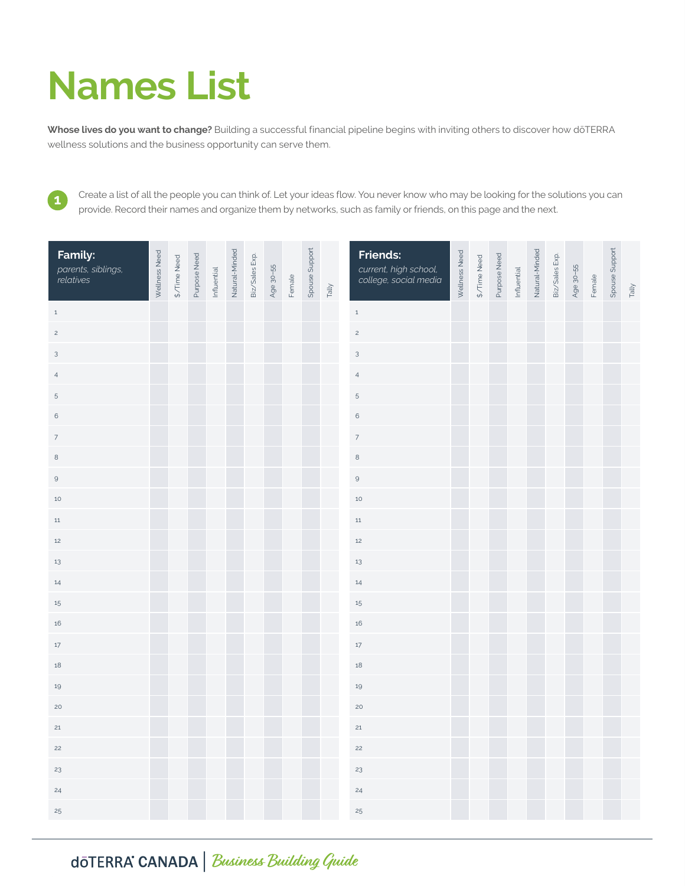# Names List

**Whose lives do you want to change?** Building a successful financial pipeline begins with inviting others to discover how dōTERRA wellness solutions and the business opportunity can serve them.

**1** Create a list of all the people you can think of. Let your ideas flow. You never know who may be looking for the solutions you can provide. Record their names and organize them by networks, such as family or friends, on this page and the next.

| **Family:** *parents, siblings, relatives* | Wellness Need | $/Time Need | Purpose Need | Influential | Natural-Minded | Biz/Sales Exp. | Age 30–55 | Female | Spouse Support | Tally |
|---|---|---|---|---|---|---|---|---|---|---|
| 1 | | | | | | | | | | |
| 2 | | | | | | | | | | |
| 3 | | | | | | | | | | |
| 4 | | | | | | | | | | |
| 5 | | | | | | | | | | |
| 6 | | | | | | | | | | |
| 7 | | | | | | | | | | |
| 8 | | | | | | | | | | |
| 9 | | | | | | | | | | |
| 10 | | | | | | | | | | |
| 11 | | | | | | | | | | |
| 12 | | | | | | | | | | |
| 13 | | | | | | | | | | |
| 14 | | | | | | | | | | |
| 15 | | | | | | | | | | |
| 16 | | | | | | | | | | |
| 17 | | | | | | | | | | |
| 18 | | | | | | | | | | |
| 19 | | | | | | | | | | |
| 20 | | | | | | | | | | |
| 21 | | | | | | | | | | |
| 22 | | | | | | | | | | |
| 23 | | | | | | | | | | |
| 24 | | | | | | | | | | |
| 25 | | | | | | | | | | |

| **Friends:** *current, high school, college, social media* | Wellness Need | $/Time Need | Purpose Need | Influential | Natural-Minded | Biz/Sales Exp. | Age 30–55 | Female | Spouse Support | Tally |
|---|---|---|---|---|---|---|---|---|---|---|
| 1 | | | | | | | | | | |
| 2 | | | | | | | | | | |
| 3 | | | | | | | | | | |
| 4 | | | | | | | | | | |
| 5 | | | | | | | | | | |
| 6 | | | | | | | | | | |
| 7 | | | | | | | | | | |
| 8 | | | | | | | | | | |
| 9 | | | | | | | | | | |
| 10 | | | | | | | | | | |
| 11 | | | | | | | | | | |
| 12 | | | | | | | | | | |
| 13 | | | | | | | | | | |
| 14 | | | | | | | | | | |
| 15 | | | | | | | | | | |
| 16 | | | | | | | | | | |
| 17 | | | | | | | | | | |
| 18 | | | | | | | | | | |
| 19 | | | | | | | | | | |
| 20 | | | | | | | | | | |
| 21 | | | | | | | | | | |
| 22 | | | | | | | | | | |
| 23 | | | | | | | | | | |
| 24 | | | | | | | | | | |
| 25 | | | | | | | | | | |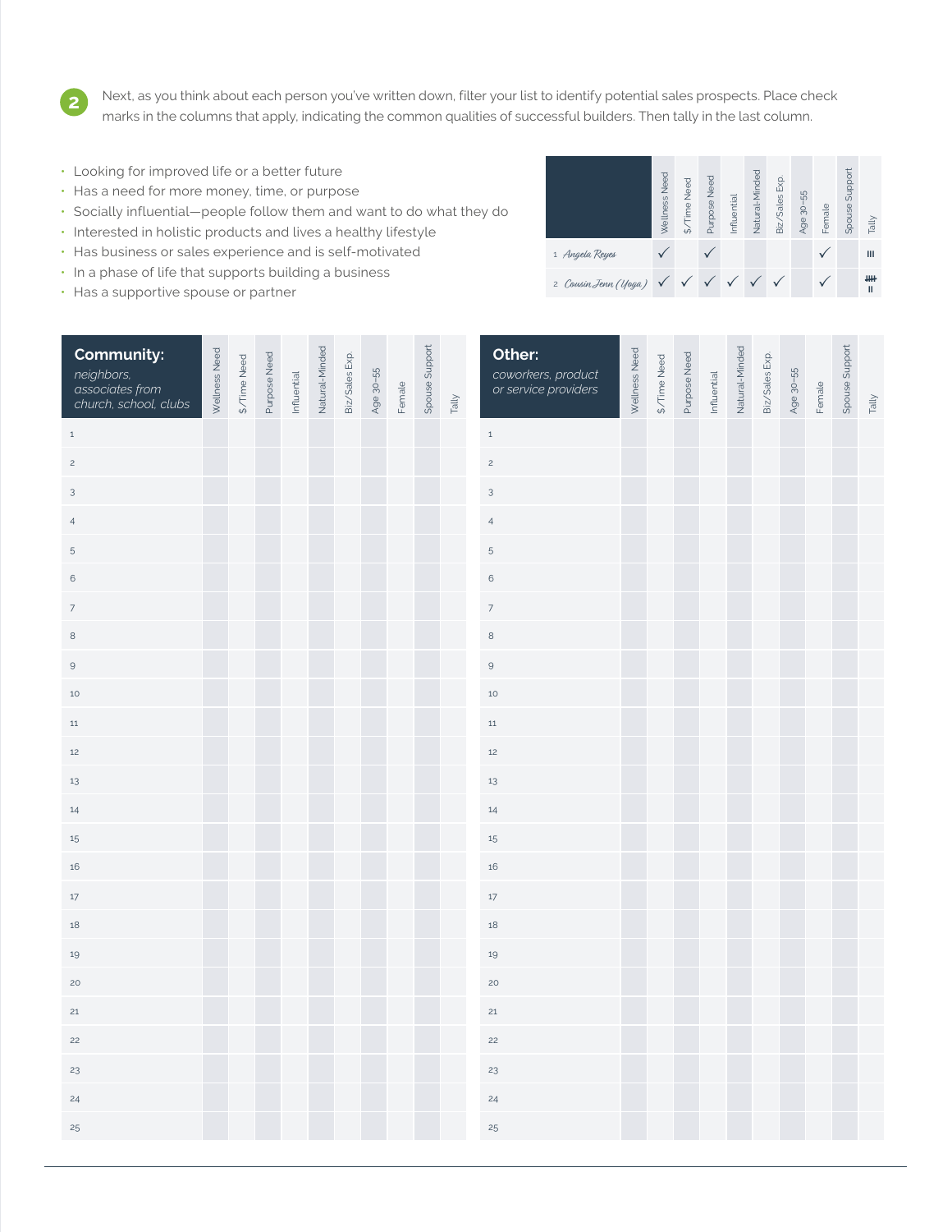**2** Next, as you think about each person you've written down, filter your list to identify potential sales prospects. Place check marks in the columns that apply, indicating the common qualities of successful builders. Then tally in the last column.

- Looking for improved life or a better future
- Has a need for more money, time, or purpose
- Socially influential—people follow them and want to do what they do
- Interested in holistic products and lives a healthy lifestyle
- Has business or sales experience and is self-motivated
- In a phase of life that supports building a business
- Has a supportive spouse or partner

| | Wellness Need | $/Time Need | Purpose Need | Influential | Natural-Minded | Biz/Sales Exp. | Age 30–55 | Female | Spouse Support | Tally |
|---|---|---|---|---|---|---|---|---|---|---|
| 1 *Angela Reyes* | ✓ | | ✓ | | | | | ✓ | | III |
| 2 *Cousin Jenn (Yoga)* | ✓ | ✓ | ✓ | ✓ | ✓ | ✓ | | ✓ | | 𝍸 II |

| **Community:** *neighbors, associates from church, school, clubs* | Wellness Need | $/Time Need | Purpose Need | Influential | Natural-Minded | Biz/Sales Exp. | Age 30–55 | Female | Spouse Support | Tally |
|---|---|---|---|---|---|---|---|---|---|---|
| 1 | | | | | | | | | | |
| 2 | | | | | | | | | | |
| 3 | | | | | | | | | | |
| 4 | | | | | | | | | | |
| 5 | | | | | | | | | | |
| 6 | | | | | | | | | | |
| 7 | | | | | | | | | | |
| 8 | | | | | | | | | | |
| 9 | | | | | | | | | | |
| 10 | | | | | | | | | | |
| 11 | | | | | | | | | | |
| 12 | | | | | | | | | | |
| 13 | | | | | | | | | | |
| 14 | | | | | | | | | | |
| 15 | | | | | | | | | | |
| 16 | | | | | | | | | | |
| 17 | | | | | | | | | | |
| 18 | | | | | | | | | | |
| 19 | | | | | | | | | | |
| 20 | | | | | | | | | | |
| 21 | | | | | | | | | | |
| 22 | | | | | | | | | | |
| 23 | | | | | | | | | | |
| 24 | | | | | | | | | | |
| 25 | | | | | | | | | | |

| **Other:** *coworkers, product or service providers* | Wellness Need | $/Time Need | Purpose Need | Influential | Natural-Minded | Biz/Sales Exp. | Age 30–55 | Female | Spouse Support | Tally |
|---|---|---|---|---|---|---|---|---|---|---|
| 1 | | | | | | | | | | |
| 2 | | | | | | | | | | |
| 3 | | | | | | | | | | |
| 4 | | | | | | | | | | |
| 5 | | | | | | | | | | |
| 6 | | | | | | | | | | |
| 7 | | | | | | | | | | |
| 8 | | | | | | | | | | |
| 9 | | | | | | | | | | |
| 10 | | | | | | | | | | |
| 11 | | | | | | | | | | |
| 12 | | | | | | | | | | |
| 13 | | | | | | | | | | |
| 14 | | | | | | | | | | |
| 15 | | | | | | | | | | |
| 16 | | | | | | | | | | |
| 17 | | | | | | | | | | |
| 18 | | | | | | | | | | |
| 19 | | | | | | | | | | |
| 20 | | | | | | | | | | |
| 21 | | | | | | | | | | |
| 22 | | | | | | | | | | |
| 23 | | | | | | | | | | |
| 24 | | | | | | | | | | |
| 25 | | | | | | | | | | |